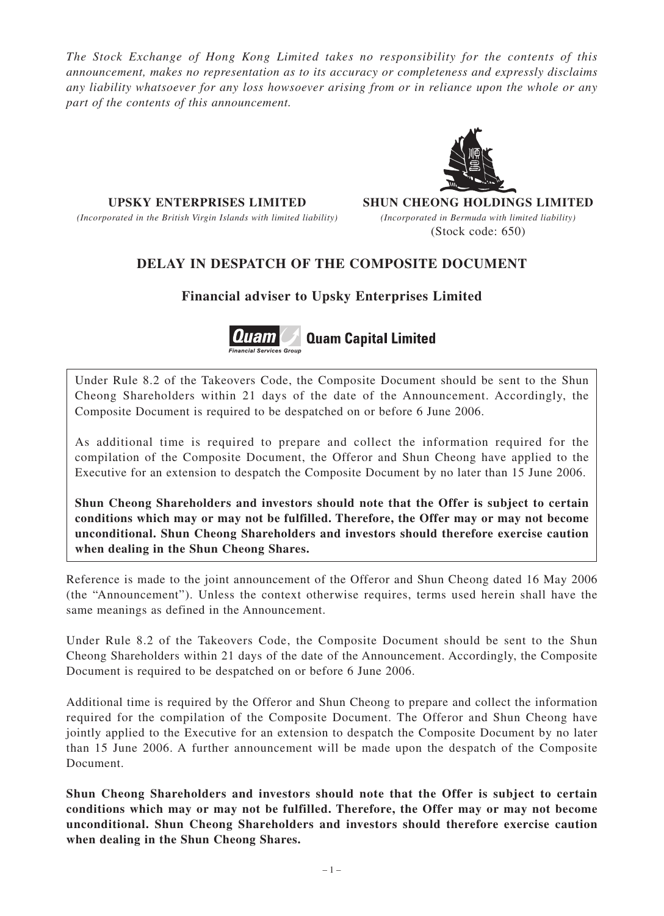*The Stock Exchange of Hong Kong Limited takes no responsibility for the contents of this announcement, makes no representation as to its accuracy or completeness and expressly disclaims any liability whatsoever for any loss howsoever arising from or in reliance upon the whole or any part of the contents of this announcement.*

**UPSKY ENTERPRISES LIMITED**

*(Incorporated in the British Virgin Islands with limited liability)*

**SHUN CHEONG HOLDINGS LIMITED**

*(Incorporated in Bermuda with limited liability)*

(Stock code: 650)

# DELAY IN DESPATCH OF THE COMPOSITE DOCUMENT

## Financial adviser to Upsky Enterprises Limited

**Quam Capital Limited**

Under Rule 8.2 of the Takeovers Code, the Composite Document should be sent to the Shun Cheong Shareholders within 21 days of the date of the Announcement. Accordingly, the Composite Document is required to be despatched on or before 6 June 2006.

As additional time is required to prepare and collect the information required for the compilation of the Composite Document, the Offeror and Shun Cheong have applied to the Executive for an extension to despatch the Composite Document by no later than 15 June 2006.

**Shun Cheong Shareholders and investors should note that the Offer is subject to certain conditions which may or may not be fulfilled. Therefore, the Offer may or may not become unconditional. Shun Cheong Shareholders and investors should therefore exercise caution when dealing in the Shun Cheong Shares.**

Reference is made to the joint announcement of the Offeror and Shun Cheong dated 16 May 2006 (the "Announcement"). Unless the context otherwise requires, terms used herein shall have the same meanings as defined in the Announcement.

Under Rule 8.2 of the Takeovers Code, the Composite Document should be sent to the Shun Cheong Shareholders within 21 days of the date of the Announcement. Accordingly, the Composite Document is required to be despatched on or before 6 June 2006.

Additional time is required by the Offeror and Shun Cheong to prepare and collect the information required for the compilation of the Composite Document. The Offeror and Shun Cheong have jointly applied to the Executive for an extension to despatch the Composite Document by no later than 15 June 2006. A further announcement will be made upon the despatch of the Composite Document.

**Shun Cheong Shareholders and investors should note that the Offer is subject to certain conditions which may or may not be fulfilled. Therefore, the Offer may or may not become unconditional. Shun Cheong Shareholders and investors should therefore exercise caution when dealing in the Shun Cheong Shares.**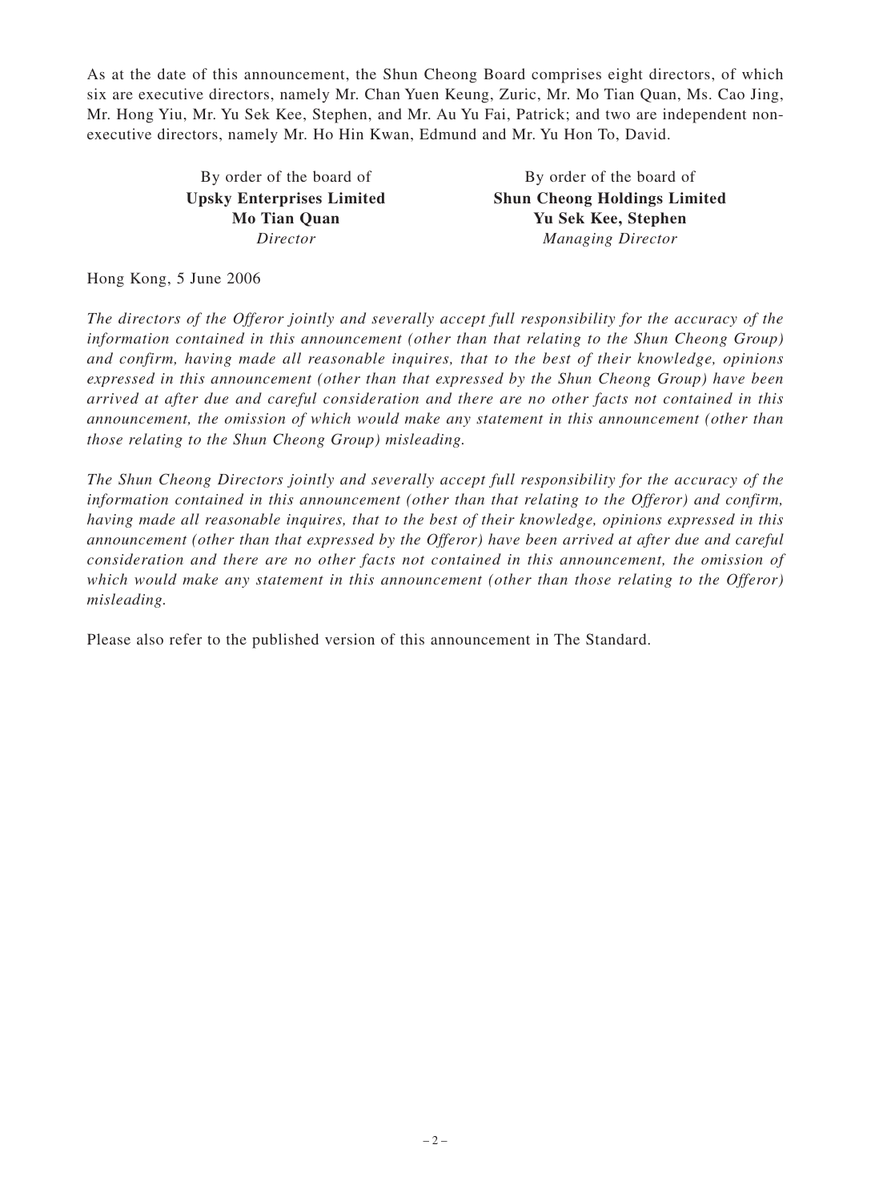As at the date of this announcement, the Shun Cheong Board comprises eight directors, of which six are executive directors, namely Mr. Chan Yuen Keung, Zuric, Mr. Mo Tian Quan, Ms. Cao Jing, Mr. Hong Yiu, Mr. Yu Sek Kee, Stephen, and Mr. Au Yu Fai, Patrick; and two are independent non-executive directors, namely Mr. Ho Hin Kwan, Edmund and Mr. Yu Hon To, David.

| | |
|---|---|
| By order of the board of | By order of the board of |
| **Upsky Enterprises Limited** | **Shun Cheong Holdings Limited** |
| **Mo Tian Quan** | **Yu Sek Kee, Stephen** |
| *Director* | *Managing Director* |

Hong Kong, 5 June 2006

*The directors of the Offeror jointly and severally accept full responsibility for the accuracy of the information contained in this announcement (other than that relating to the Shun Cheong Group) and confirm, having made all reasonable inquires, that to the best of their knowledge, opinions expressed in this announcement (other than that expressed by the Shun Cheong Group) have been arrived at after due and careful consideration and there are no other facts not contained in this announcement, the omission of which would make any statement in this announcement (other than those relating to the Shun Cheong Group) misleading.*

*The Shun Cheong Directors jointly and severally accept full responsibility for the accuracy of the information contained in this announcement (other than that relating to the Offeror) and confirm, having made all reasonable inquires, that to the best of their knowledge, opinions expressed in this announcement (other than that expressed by the Offeror) have been arrived at after due and careful consideration and there are no other facts not contained in this announcement, the omission of which would make any statement in this announcement (other than those relating to the Offeror) misleading.*

Please also refer to the published version of this announcement in The Standard.